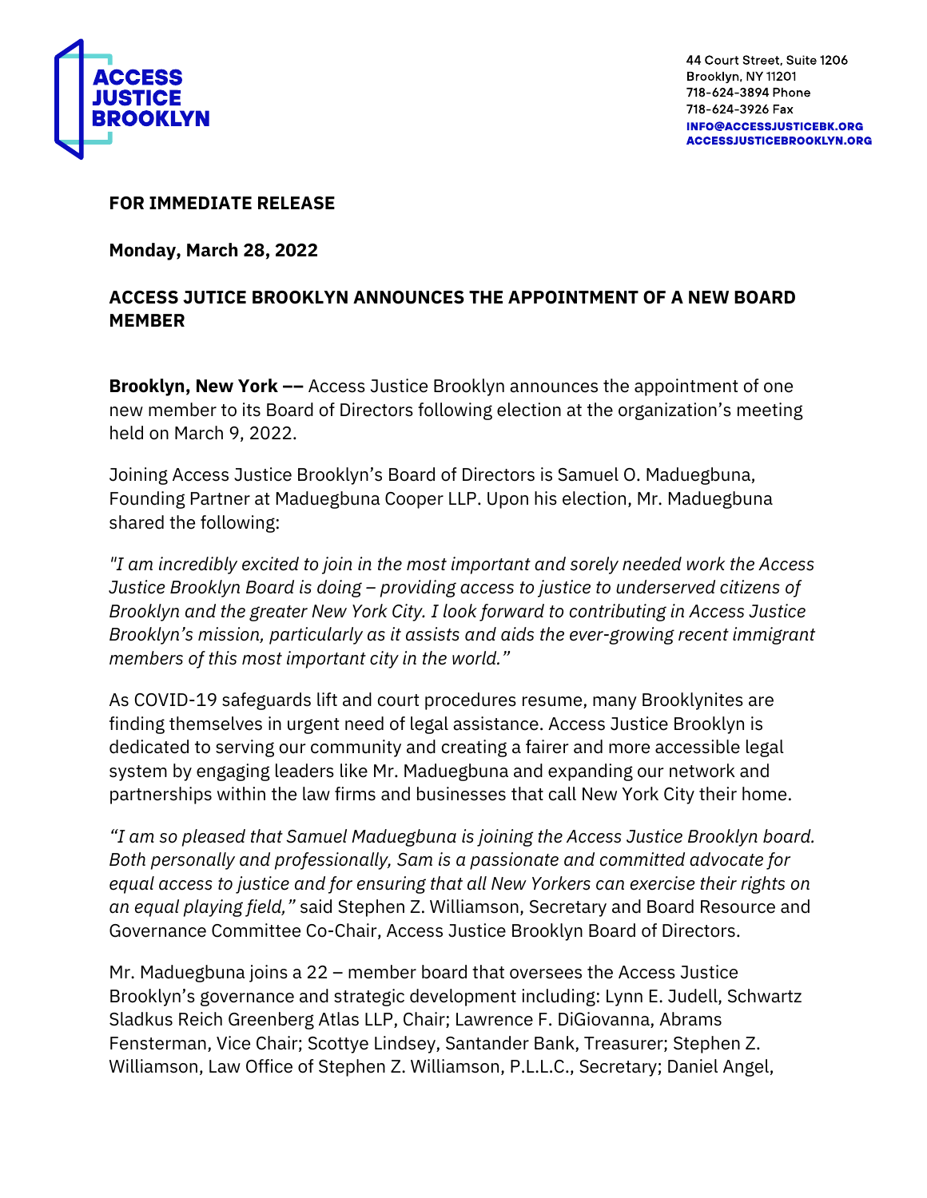ACCESS JUSTICE BROOKLYN

44 Court Street, Suite 1206
Brooklyn, NY 11201
718-624-3894 Phone
718-624-3926 Fax
INFO@ACCESSJUSTICEBK.ORG
ACCESSJUSTICEBROOKLYN.ORG

**FOR IMMEDIATE RELEASE**

**Monday, March 28, 2022**

**ACCESS JUTICE BROOKLYN ANNOUNCES THE APPOINTMENT OF A NEW BOARD MEMBER**

**Brooklyn, New York ––** Access Justice Brooklyn announces the appointment of one new member to its Board of Directors following election at the organization's meeting held on March 9, 2022.

Joining Access Justice Brooklyn's Board of Directors is Samuel O. Maduegbuna, Founding Partner at Maduegbuna Cooper LLP. Upon his election, Mr. Maduegbuna shared the following:

*"I am incredibly excited to join in the most important and sorely needed work the Access Justice Brooklyn Board is doing – providing access to justice to underserved citizens of Brooklyn and the greater New York City. I look forward to contributing in Access Justice Brooklyn's mission, particularly as it assists and aids the ever-growing recent immigrant members of this most important city in the world."*

As COVID-19 safeguards lift and court procedures resume, many Brooklynites are finding themselves in urgent need of legal assistance. Access Justice Brooklyn is dedicated to serving our community and creating a fairer and more accessible legal system by engaging leaders like Mr. Maduegbuna and expanding our network and partnerships within the law firms and businesses that call New York City their home.

*"I am so pleased that Samuel Maduegbuna is joining the Access Justice Brooklyn board. Both personally and professionally, Sam is a passionate and committed advocate for equal access to justice and for ensuring that all New Yorkers can exercise their rights on an equal playing field,"* said Stephen Z. Williamson, Secretary and Board Resource and Governance Committee Co-Chair, Access Justice Brooklyn Board of Directors.

Mr. Maduegbuna joins a 22 – member board that oversees the Access Justice Brooklyn's governance and strategic development including: Lynn E. Judell, Schwartz Sladkus Reich Greenberg Atlas LLP, Chair; Lawrence F. DiGiovanna, Abrams Fensterman, Vice Chair; Scottye Lindsey, Santander Bank, Treasurer; Stephen Z. Williamson, Law Office of Stephen Z. Williamson, P.L.L.C., Secretary; Daniel Angel,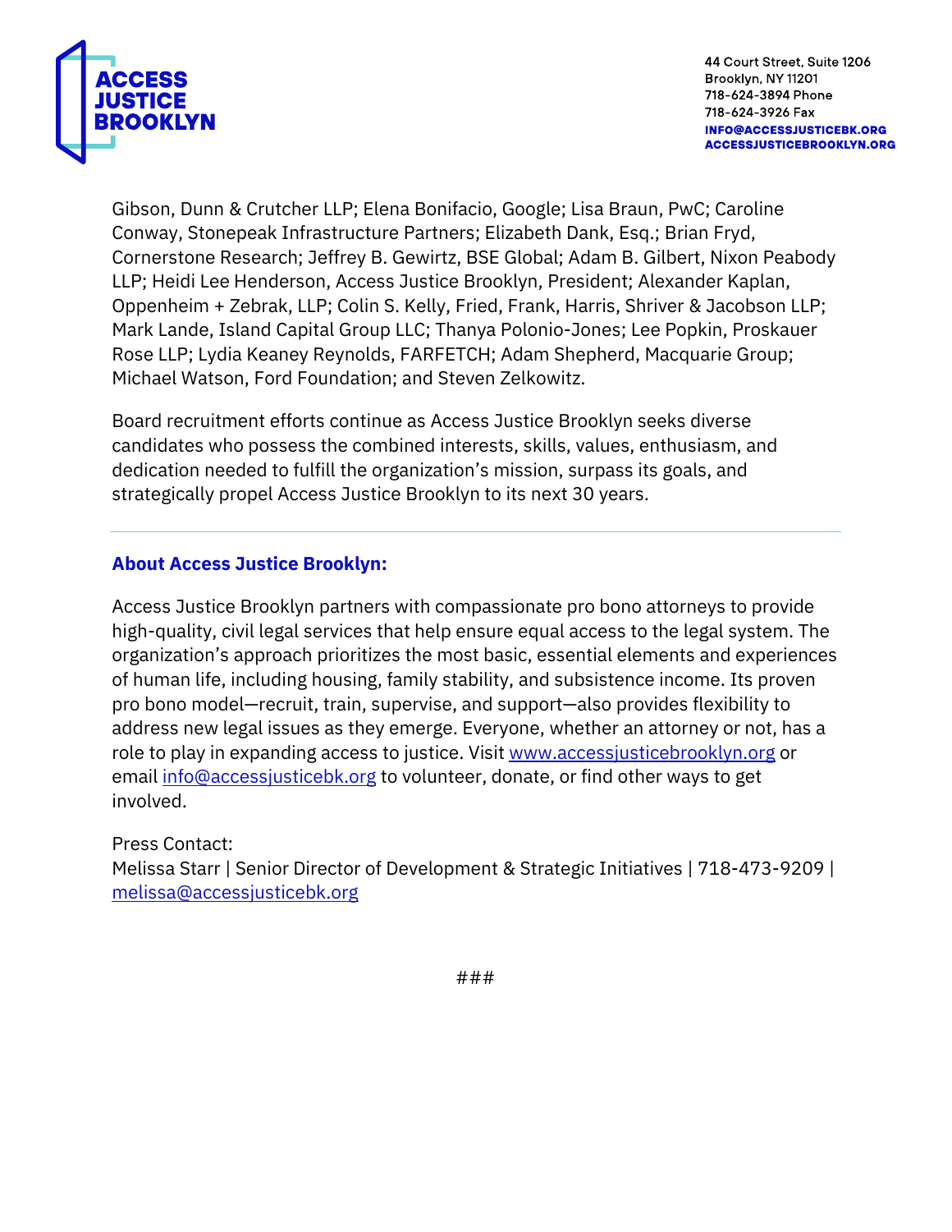Gibson, Dunn & Crutcher LLP; Elena Bonifacio, Google; Lisa Braun, PwC; Caroline Conway, Stonepeak Infrastructure Partners; Elizabeth Dank, Esq.; Brian Fryd, Cornerstone Research; Jeffrey B. Gewirtz, BSE Global; Adam B. Gilbert, Nixon Peabody LLP; Heidi Lee Henderson, Access Justice Brooklyn, President; Alexander Kaplan, Oppenheim + Zebrak, LLP; Colin S. Kelly, Fried, Frank, Harris, Shriver & Jacobson LLP; Mark Lande, Island Capital Group LLC; Thanya Polonio-Jones; Lee Popkin, Proskauer Rose LLP; Lydia Keaney Reynolds, FARFETCH; Adam Shepherd, Macquarie Group; Michael Watson, Ford Foundation; and Steven Zelkowitz.

Board recruitment efforts continue as Access Justice Brooklyn seeks diverse candidates who possess the combined interests, skills, values, enthusiasm, and dedication needed to fulfill the organization's mission, surpass its goals, and strategically propel Access Justice Brooklyn to its next 30 years.

---

**About Access Justice Brooklyn:**

Access Justice Brooklyn partners with compassionate pro bono attorneys to provide high-quality, civil legal services that help ensure equal access to the legal system. The organization's approach prioritizes the most basic, essential elements and experiences of human life, including housing, family stability, and subsistence income. Its proven pro bono model—recruit, train, supervise, and support—also provides flexibility to address new legal issues as they emerge. Everyone, whether an attorney or not, has a role to play in expanding access to justice. Visit www.accessjusticebrooklyn.org or email info@accessjusticebk.org to volunteer, donate, or find other ways to get involved.

Press Contact:
Melissa Starr | Senior Director of Development & Strategic Initiatives | 718-473-9209 | melissa@accessjusticebk.org

###